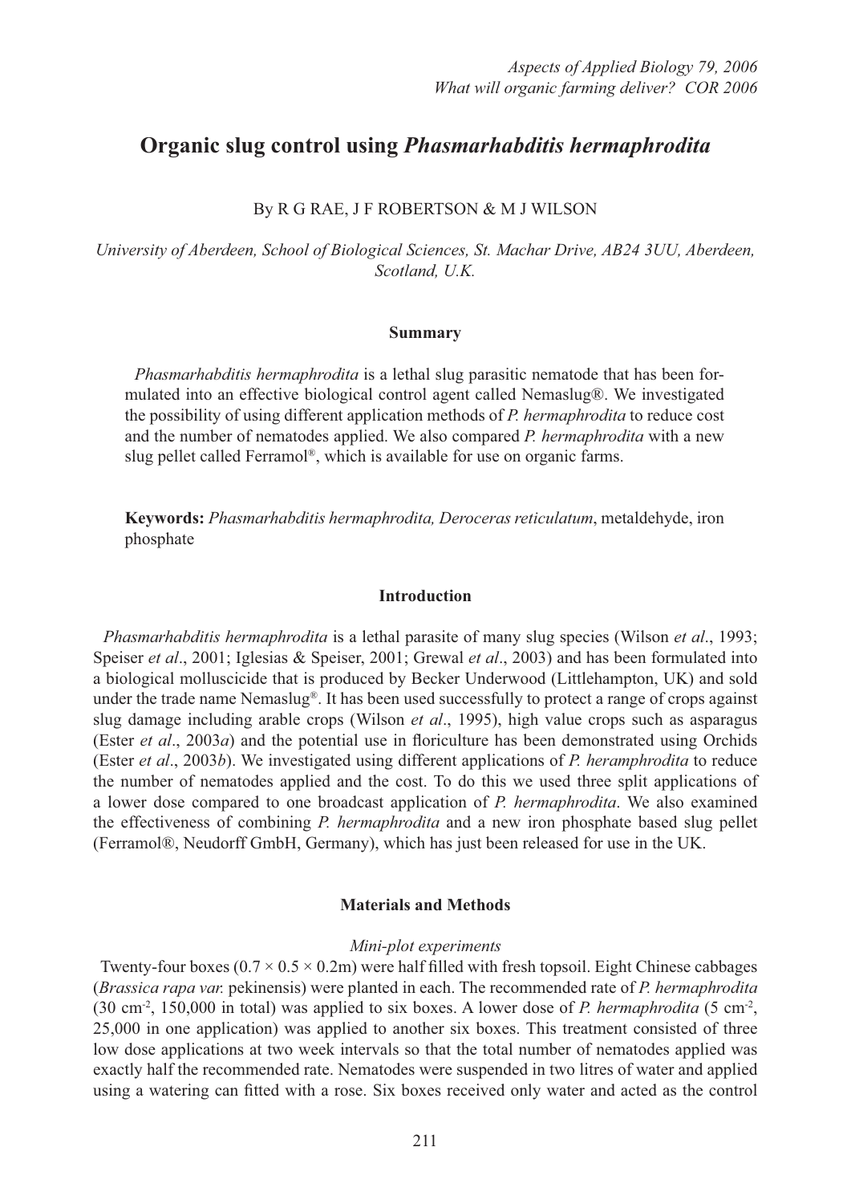# Organic slug control using *Phasmarhabditis hermaphrodita*

By R G RAE, J F ROBERTSON & M J WILSON

*University of Aberdeen, School of Biological Sciences, St. Machar Drive, AB24 3UU, Aberdeen, Scotland, U.K.*

## Summary

*Phasmarhabditis hermaphrodita* is a lethal slug parasitic nematode that has been formulated into an effective biological control agent called Nemaslug®. We investigated the possibility of using different application methods of *P. hermaphrodita* to reduce cost and the number of nematodes applied. We also compared *P. hermaphrodita* with a new slug pellet called Ferramol®, which is available for use on organic farms.

**Keywords:** *Phasmarhabditis hermaphrodita, Deroceras reticulatum*, metaldehyde, iron phosphate

## Introduction

*Phasmarhabditis hermaphrodita* is a lethal parasite of many slug species (Wilson *et al*., 1993; Speiser *et al*., 2001; Iglesias & Speiser, 2001; Grewal *et al*., 2003) and has been formulated into a biological molluscicide that is produced by Becker Underwood (Littlehampton, UK) and sold under the trade name Nemaslug®. It has been used successfully to protect a range of crops against slug damage including arable crops (Wilson *et al*., 1995), high value crops such as asparagus (Ester *et al*., 2003*a*) and the potential use in floriculture has been demonstrated using Orchids (Ester *et al*., 2003*b*). We investigated using different applications of *P. heramphrodita* to reduce the number of nematodes applied and the cost. To do this we used three split applications of a lower dose compared to one broadcast application of *P. hermaphrodita*. We also examined the effectiveness of combining *P. hermaphrodita* and a new iron phosphate based slug pellet (Ferramol®, Neudorff GmbH, Germany), which has just been released for use in the UK.

## Materials and Methods

### *Mini-plot experiments*

Twenty-four boxes ($0.7 \times 0.5 \times 0.2$m) were half filled with fresh topsoil. Eight Chinese cabbages (*Brassica rapa var.* pekinensis) were planted in each. The recommended rate of *P. hermaphrodita* (30 $cm^{-2}$, 150,000 in total) was applied to six boxes. A lower dose of *P. hermaphrodita* (5 $cm^{-2}$, 25,000 in one application) was applied to another six boxes. This treatment consisted of three low dose applications at two week intervals so that the total number of nematodes applied was exactly half the recommended rate. Nematodes were suspended in two litres of water and applied using a watering can fitted with a rose. Six boxes received only water and acted as the control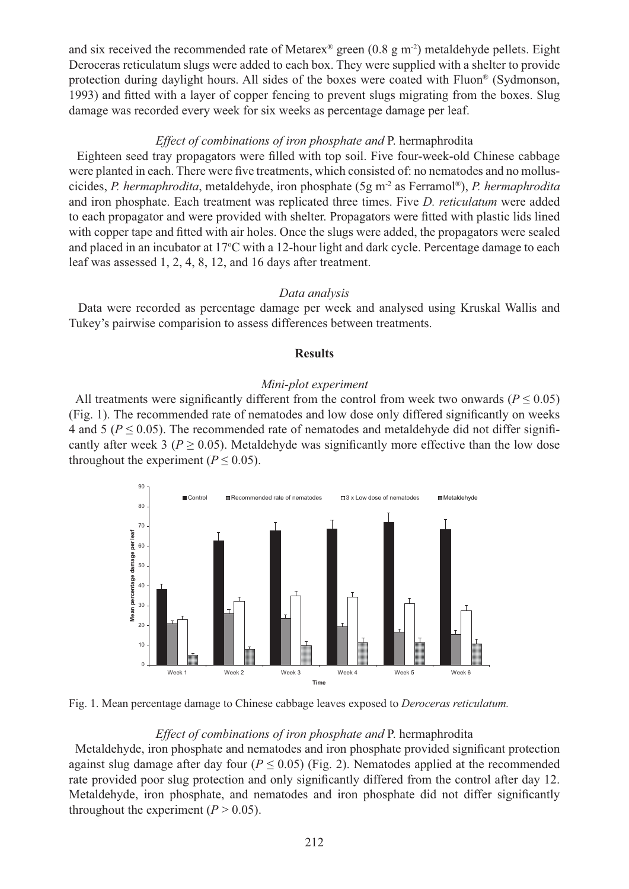and six received the recommended rate of Metarex® green (0.8 g m$^{-2}$) metaldehyde pellets. Eight Deroceras reticulatum slugs were added to each box. They were supplied with a shelter to provide protection during daylight hours. All sides of the boxes were coated with Fluon® (Sydmonson, 1993) and fitted with a layer of copper fencing to prevent slugs migrating from the boxes. Slug damage was recorded every week for six weeks as percentage damage per leaf.

### *Effect of combinations of iron phosphate and* P. hermaphrodita

Eighteen seed tray propagators were filled with top soil. Five four-week-old Chinese cabbage were planted in each. There were five treatments, which consisted of: no nematodes and no molluscicides, *P. hermaphrodita*, metaldehyde, iron phosphate (5g m$^{-2}$ as Ferramol®), *P. hermaphrodita* and iron phosphate. Each treatment was replicated three times. Five *D. reticulatum* were added to each propagator and were provided with shelter. Propagators were fitted with plastic lids lined with copper tape and fitted with air holes. Once the slugs were added, the propagators were sealed and placed in an incubator at 17ºC with a 12-hour light and dark cycle. Percentage damage to each leaf was assessed 1, 2, 4, 8, 12, and 16 days after treatment.

### *Data analysis*

Data were recorded as percentage damage per week and analysed using Kruskal Wallis and Tukey's pairwise comparision to assess differences between treatments.

## Results

### *Mini-plot experiment*

All treatments were significantly different from the control from week two onwards ($P \leq 0.05$) (Fig. 1). The recommended rate of nematodes and low dose only differed significantly on weeks 4 and 5 ($P \leq 0.05$). The recommended rate of nematodes and metaldehyde did not differ significantly after week 3 ($P \geq 0.05$). Metaldehyde was significantly more effective than the low dose throughout the experiment ($P \leq 0.05$).

Fig. 1. Mean percentage damage to Chinese cabbage leaves exposed to *Deroceras reticulatum.*

### *Effect of combinations of iron phosphate and* P. hermaphrodita

Metaldehyde, iron phosphate and nematodes and iron phosphate provided significant protection against slug damage after day four ($P \leq 0.05$) (Fig. 2). Nematodes applied at the recommended rate provided poor slug protection and only significantly differed from the control after day 12. Metaldehyde, iron phosphate, and nematodes and iron phosphate did not differ significantly throughout the experiment ($P > 0.05$).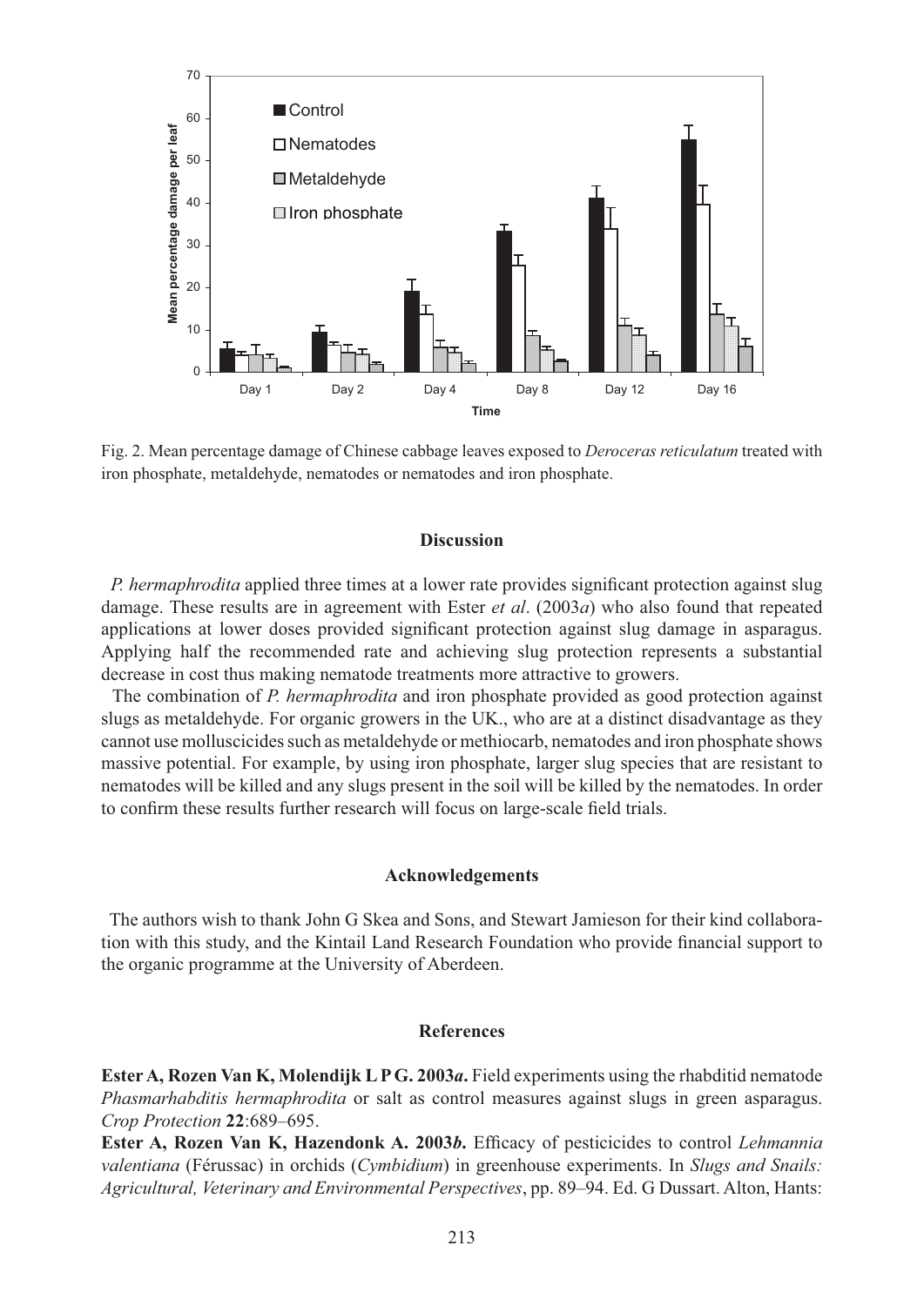Fig. 2. Mean percentage damage of Chinese cabbage leaves exposed to *Deroceras reticulatum* treated with iron phosphate, metaldehyde, nematodes or nematodes and iron phosphate.

## Discussion

*P. hermaphrodita* applied three times at a lower rate provides significant protection against slug damage. These results are in agreement with Ester *et al*. (2003*a*) who also found that repeated applications at lower doses provided significant protection against slug damage in asparagus. Applying half the recommended rate and achieving slug protection represents a substantial decrease in cost thus making nematode treatments more attractive to growers.

The combination of *P. hermaphrodita* and iron phosphate provided as good protection against slugs as metaldehyde. For organic growers in the UK., who are at a distinct disadvantage as they cannot use molluscicides such as metaldehyde or methiocarb, nematodes and iron phosphate shows massive potential. For example, by using iron phosphate, larger slug species that are resistant to nematodes will be killed and any slugs present in the soil will be killed by the nematodes. In order to confirm these results further research will focus on large-scale field trials.

## Acknowledgements

The authors wish to thank John G Skea and Sons, and Stewart Jamieson for their kind collaboration with this study, and the Kintail Land Research Foundation who provide financial support to the organic programme at the University of Aberdeen.

## References

**Ester A, Rozen Van K, Molendijk L P G. 2003*a*.** Field experiments using the rhabditid nematode *Phasmarhabditis hermaphrodita* or salt as control measures against slugs in green asparagus. *Crop Protection* **22**:689–695.

**Ester A, Rozen Van K, Hazendonk A. 2003*b*.** Efficacy of pesticicides to control *Lehmannia valentiana* (Férussac) in orchids (*Cymbidium*) in greenhouse experiments. In *Slugs and Snails: Agricultural, Veterinary and Environmental Perspectives*, pp. 89–94. Ed. G Dussart. Alton, Hants: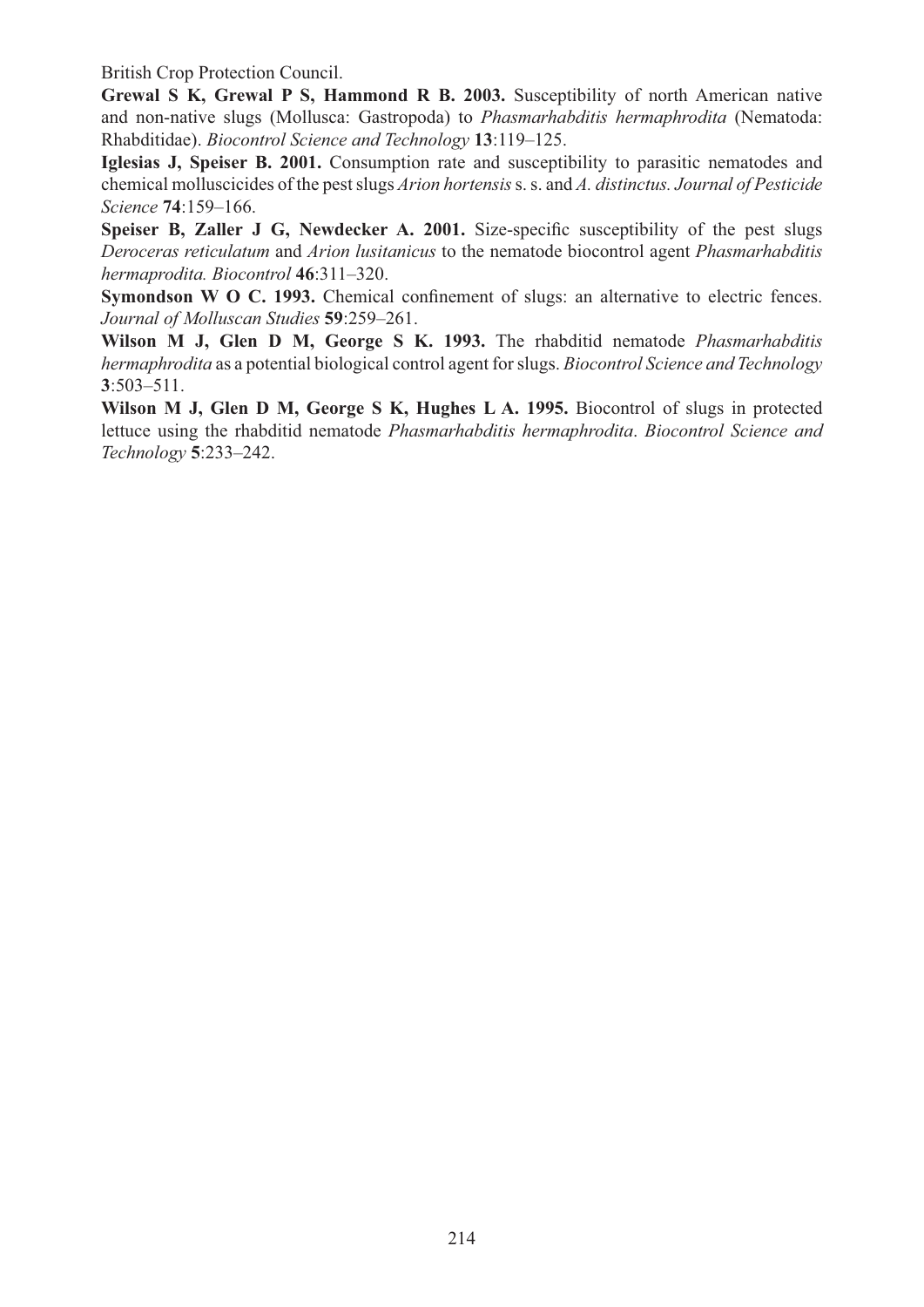British Crop Protection Council.

**Grewal S K, Grewal P S, Hammond R B. 2003.** Susceptibility of north American native and non-native slugs (Mollusca: Gastropoda) to *Phasmarhabditis hermaphrodita* (Nematoda: Rhabditidae). *Biocontrol Science and Technology* **13**:119–125.

**Iglesias J, Speiser B. 2001.** Consumption rate and susceptibility to parasitic nematodes and chemical molluscicides of the pest slugs *Arion hortensis* s. s. and *A. distinctus. Journal of Pesticide Science* **74**:159–166.

**Speiser B, Zaller J G, Newdecker A. 2001.** Size-specific susceptibility of the pest slugs *Deroceras reticulatum* and *Arion lusitanicus* to the nematode biocontrol agent *Phasmarhabditis hermaprodita. Biocontrol* **46**:311–320.

**Symondson W O C. 1993.** Chemical confinement of slugs: an alternative to electric fences. *Journal of Molluscan Studies* **59**:259–261.

**Wilson M J, Glen D M, George S K. 1993.** The rhabditid nematode *Phasmarhabditis hermaphrodita* as a potential biological control agent for slugs. *Biocontrol Science and Technology* **3**:503–511.

**Wilson M J, Glen D M, George S K, Hughes L A. 1995.** Biocontrol of slugs in protected lettuce using the rhabditid nematode *Phasmarhabditis hermaphrodita*. *Biocontrol Science and Technology* **5**:233–242.